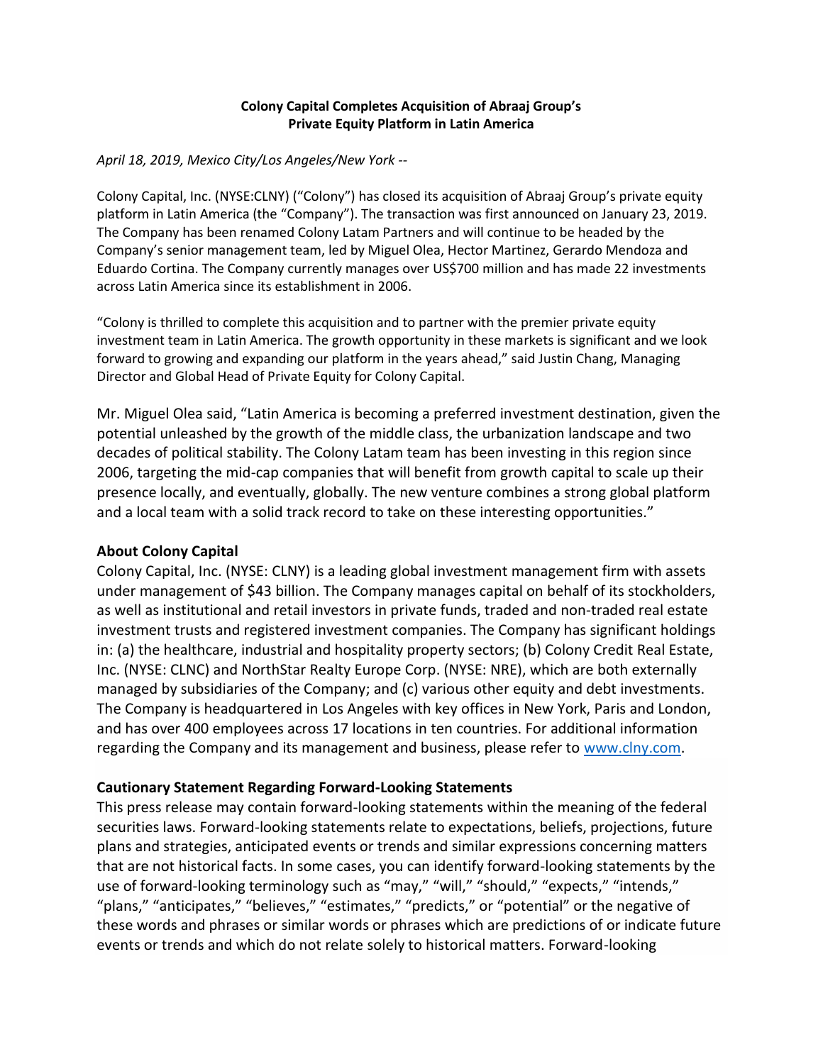**Colony Capital Completes Acquisition of Abraaj Group's Private Equity Platform in Latin America**

*April 18, 2019, Mexico City/Los Angeles/New York --*

Colony Capital, Inc. (NYSE:CLNY) ("Colony") has closed its acquisition of Abraaj Group's private equity platform in Latin America (the "Company"). The transaction was first announced on January 23, 2019. The Company has been renamed Colony Latam Partners and will continue to be headed by the Company's senior management team, led by Miguel Olea, Hector Martinez, Gerardo Mendoza and Eduardo Cortina. The Company currently manages over US$700 million and has made 22 investments across Latin America since its establishment in 2006.

"Colony is thrilled to complete this acquisition and to partner with the premier private equity investment team in Latin America. The growth opportunity in these markets is significant and we look forward to growing and expanding our platform in the years ahead," said Justin Chang, Managing Director and Global Head of Private Equity for Colony Capital.

Mr. Miguel Olea said, "Latin America is becoming a preferred investment destination, given the potential unleashed by the growth of the middle class, the urbanization landscape and two decades of political stability. The Colony Latam team has been investing in this region since 2006, targeting the mid-cap companies that will benefit from growth capital to scale up their presence locally, and eventually, globally. The new venture combines a strong global platform and a local team with a solid track record to take on these interesting opportunities."

**About Colony Capital**

Colony Capital, Inc. (NYSE: CLNY) is a leading global investment management firm with assets under management of $43 billion. The Company manages capital on behalf of its stockholders, as well as institutional and retail investors in private funds, traded and non-traded real estate investment trusts and registered investment companies. The Company has significant holdings in: (a) the healthcare, industrial and hospitality property sectors; (b) Colony Credit Real Estate, Inc. (NYSE: CLNC) and NorthStar Realty Europe Corp. (NYSE: NRE), which are both externally managed by subsidiaries of the Company; and (c) various other equity and debt investments. The Company is headquartered in Los Angeles with key offices in New York, Paris and London, and has over 400 employees across 17 locations in ten countries. For additional information regarding the Company and its management and business, please refer to www.clny.com.

**Cautionary Statement Regarding Forward-Looking Statements**

This press release may contain forward-looking statements within the meaning of the federal securities laws. Forward-looking statements relate to expectations, beliefs, projections, future plans and strategies, anticipated events or trends and similar expressions concerning matters that are not historical facts. In some cases, you can identify forward-looking statements by the use of forward-looking terminology such as "may," "will," "should," "expects," "intends," "plans," "anticipates," "believes," "estimates," "predicts," or "potential" or the negative of these words and phrases or similar words or phrases which are predictions of or indicate future events or trends and which do not relate solely to historical matters. Forward-looking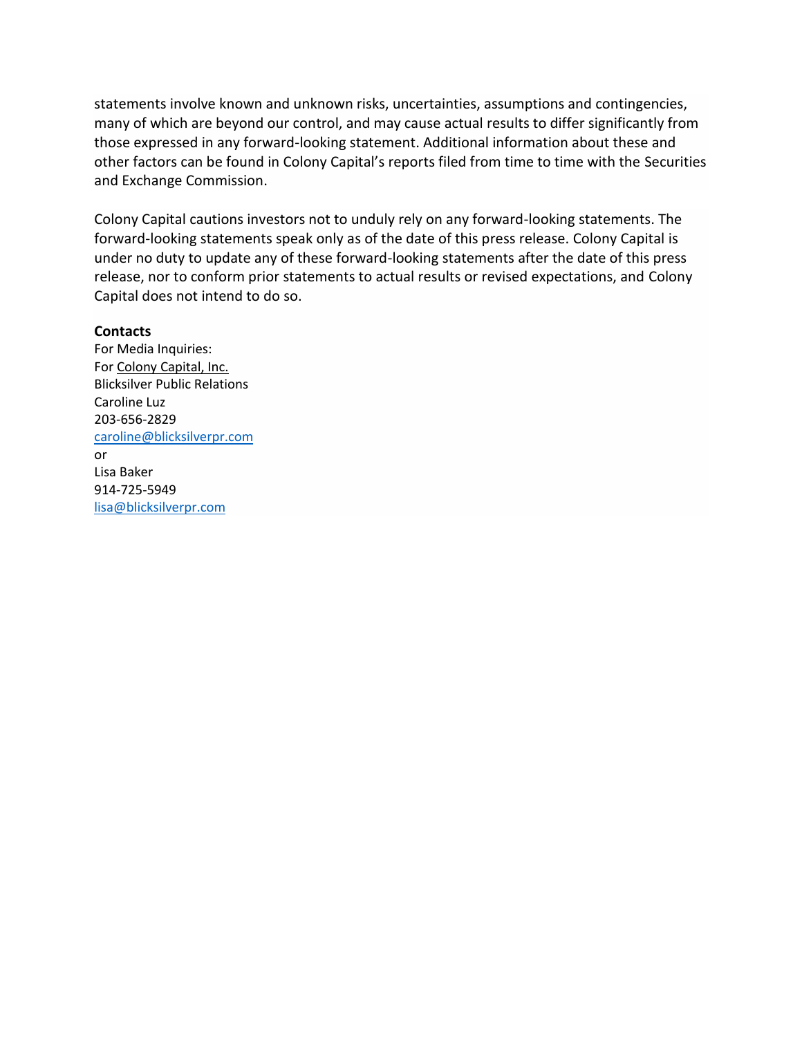statements involve known and unknown risks, uncertainties, assumptions and contingencies, many of which are beyond our control, and may cause actual results to differ significantly from those expressed in any forward-looking statement. Additional information about these and other factors can be found in Colony Capital's reports filed from time to time with the Securities and Exchange Commission.

Colony Capital cautions investors not to unduly rely on any forward-looking statements. The forward-looking statements speak only as of the date of this press release. Colony Capital is under no duty to update any of these forward-looking statements after the date of this press release, nor to conform prior statements to actual results or revised expectations, and Colony Capital does not intend to do so.

**Contacts**

For Media Inquiries:
For Colony Capital, Inc.
Blicksilver Public Relations
Caroline Luz
203-656-2829
caroline@blicksilverpr.com
or
Lisa Baker
914-725-5949
lisa@blicksilverpr.com